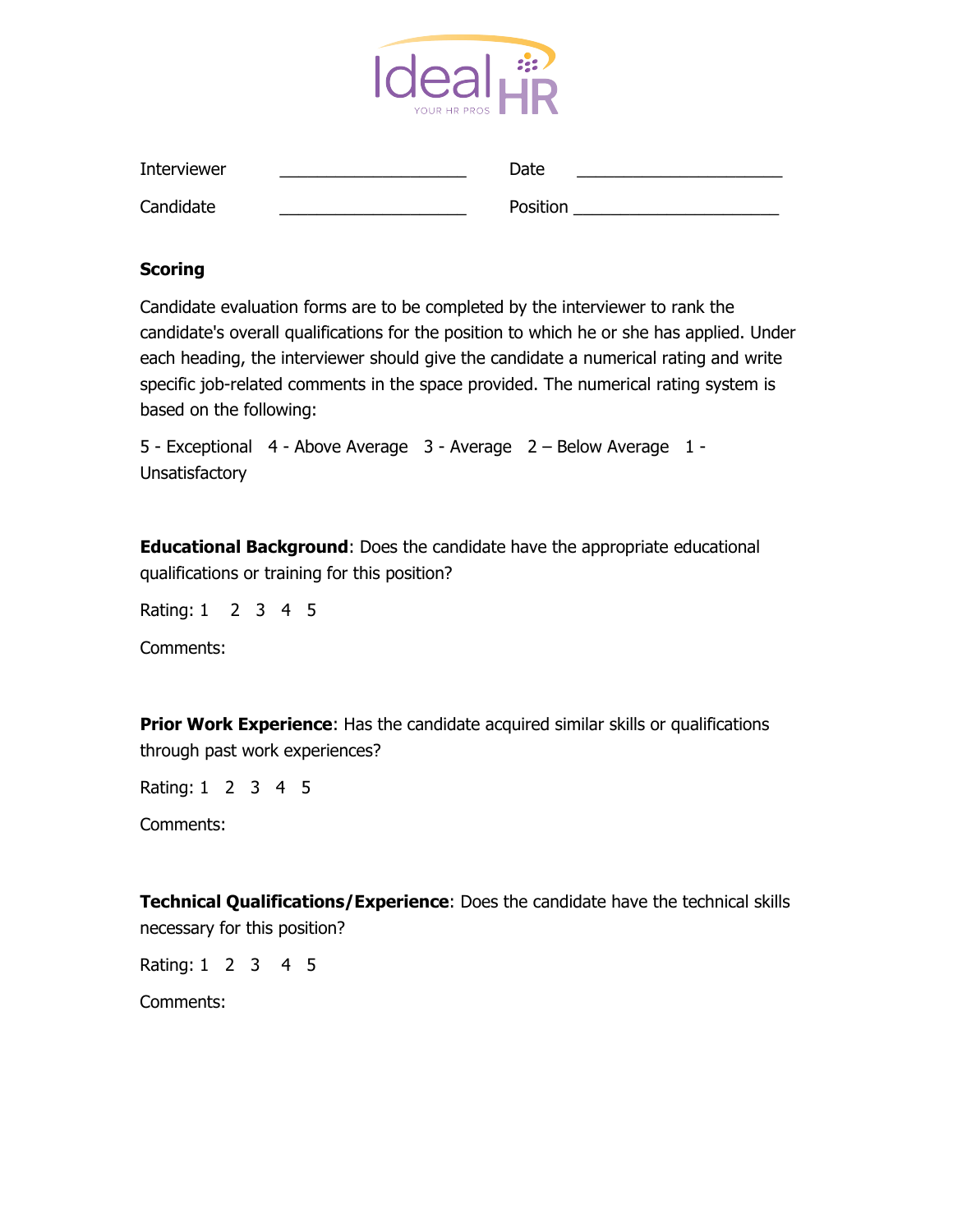Interviewer \_\_\_\_\_\_\_\_\_\_\_\_\_\_\_\_\_\_\_\_ Date \_\_\_\_\_\_\_\_\_\_\_\_\_\_\_\_\_\_\_\_\_\_

Candidate \_\_\_\_\_\_\_\_\_\_\_\_\_\_\_\_\_\_\_\_ Position \_\_\_\_\_\_\_\_\_\_\_\_\_\_\_\_\_\_\_\_\_\_

**Scoring**

Candidate evaluation forms are to be completed by the interviewer to rank the candidate's overall qualifications for the position to which he or she has applied. Under each heading, the interviewer should give the candidate a numerical rating and write specific job-related comments in the space provided. The numerical rating system is based on the following:

5 - Exceptional 4 - Above Average 3 - Average 2 – Below Average 1 - Unsatisfactory

**Educational Background**: Does the candidate have the appropriate educational qualifications or training for this position?

Rating: 1 2 3 4 5

Comments:

**Prior Work Experience**: Has the candidate acquired similar skills or qualifications through past work experiences?

Rating: 1 2 3 4 5

Comments:

**Technical Qualifications/Experience**: Does the candidate have the technical skills necessary for this position?

Rating: 1 2 3 4 5

Comments: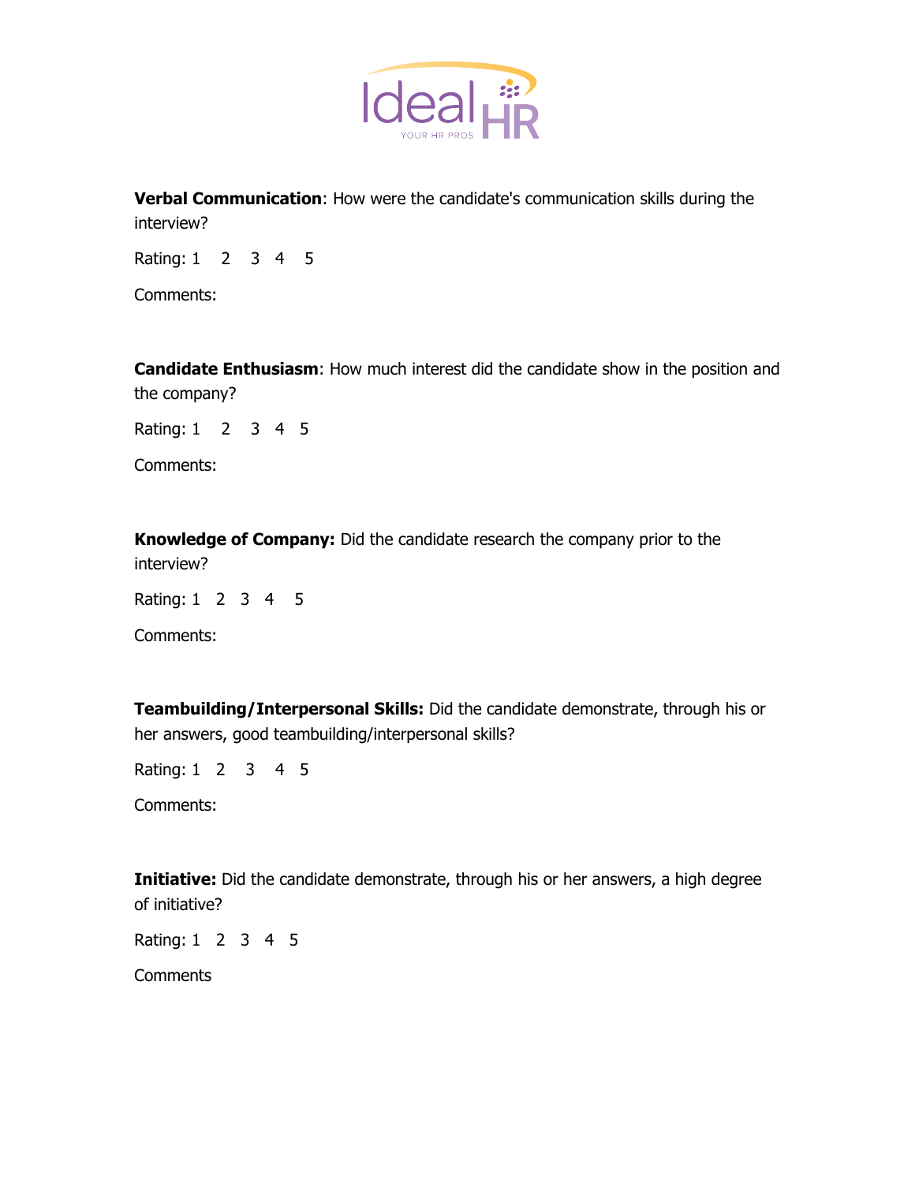**Verbal Communication**: How were the candidate's communication skills during the interview?

Rating: 1 2 3 4 5

Comments:

**Candidate Enthusiasm**: How much interest did the candidate show in the position and the company?

Rating: 1 2 3 4 5

Comments:

**Knowledge of Company:** Did the candidate research the company prior to the interview?

Rating: 1 2 3 4 5

Comments:

**Teambuilding/Interpersonal Skills:** Did the candidate demonstrate, through his or her answers, good teambuilding/interpersonal skills?

Rating: 1 2 3 4 5

Comments:

**Initiative:** Did the candidate demonstrate, through his or her answers, a high degree of initiative?

Rating: 1 2 3 4 5

Comments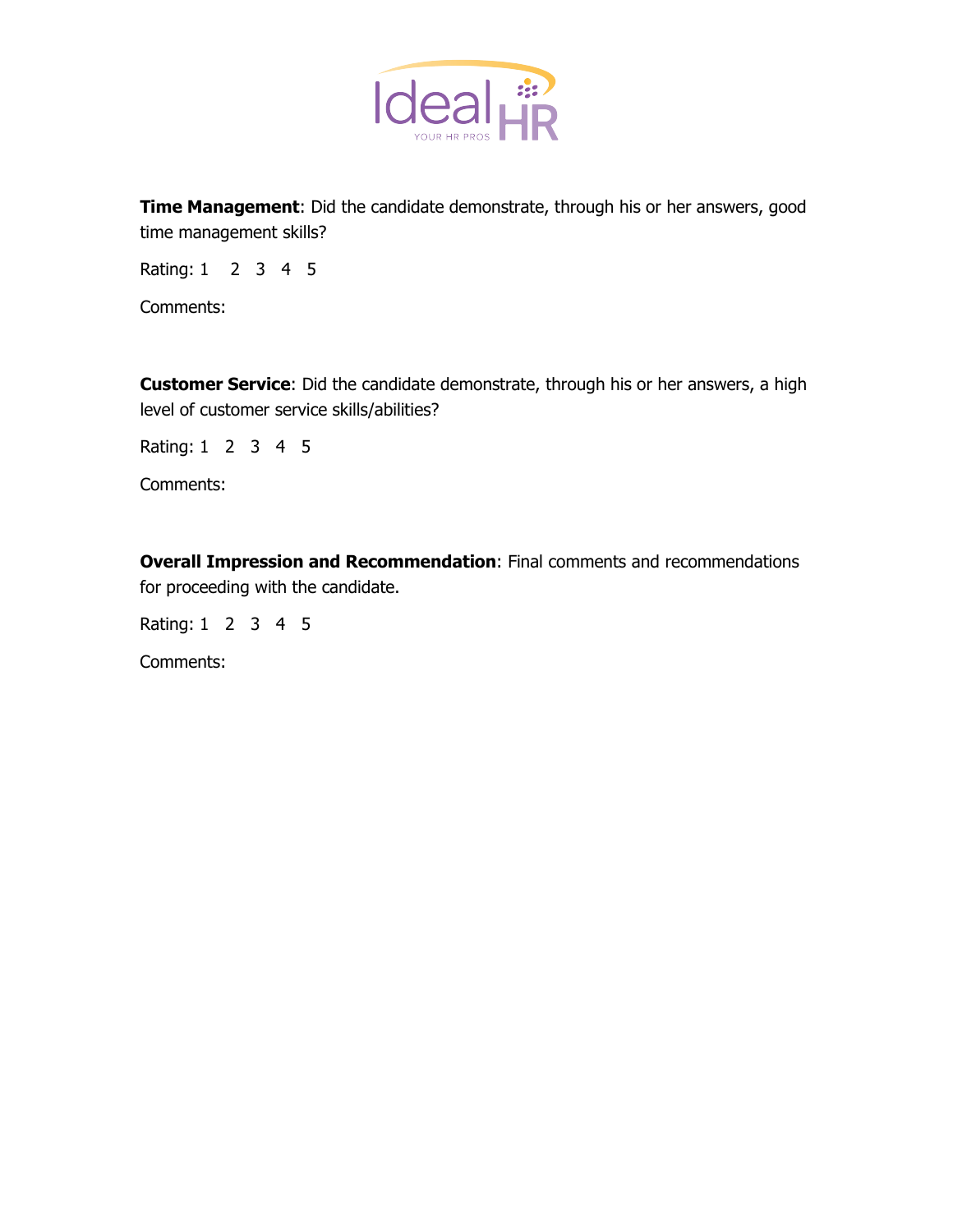**Time Management**: Did the candidate demonstrate, through his or her answers, good time management skills?

Rating: 1 2 3 4 5

Comments:

**Customer Service**: Did the candidate demonstrate, through his or her answers, a high level of customer service skills/abilities?

Rating: 1 2 3 4 5

Comments:

**Overall Impression and Recommendation**: Final comments and recommendations for proceeding with the candidate.

Rating: 1 2 3 4 5

Comments: